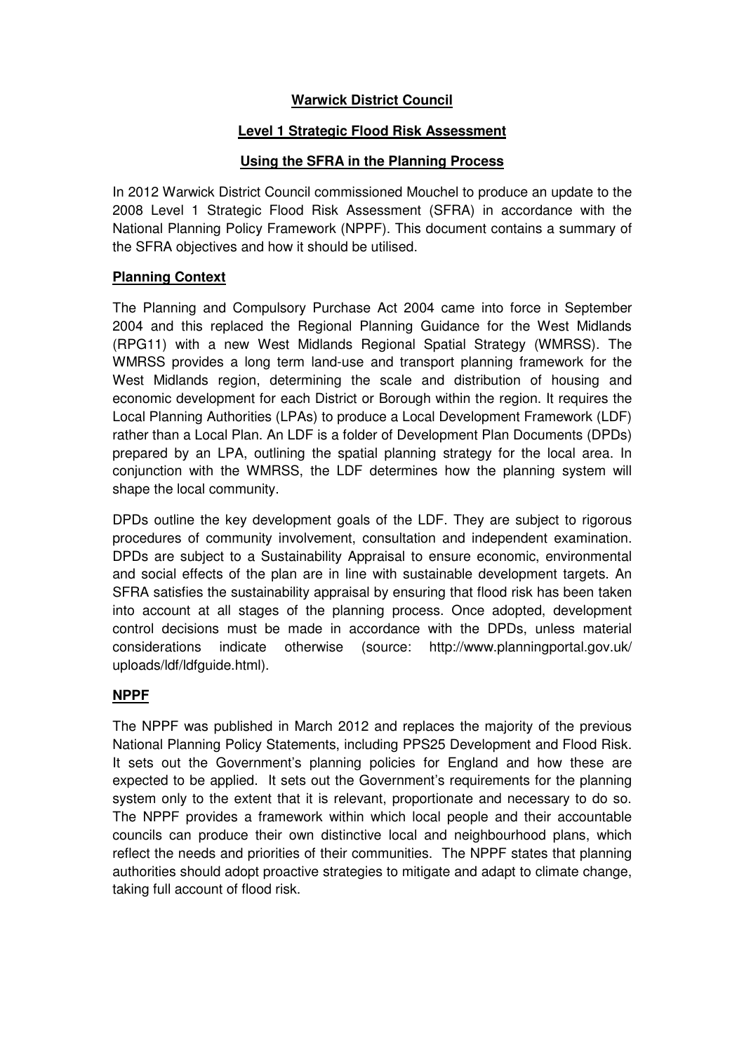# Warwick District Council

## Level 1 Strategic Flood Risk Assessment

## Using the SFRA in the Planning Process

In 2012 Warwick District Council commissioned Mouchel to produce an update to the 2008 Level 1 Strategic Flood Risk Assessment (SFRA) in accordance with the National Planning Policy Framework (NPPF). This document contains a summary of the SFRA objectives and how it should be utilised.

### Planning Context

The Planning and Compulsory Purchase Act 2004 came into force in September 2004 and this replaced the Regional Planning Guidance for the West Midlands (RPG11) with a new West Midlands Regional Spatial Strategy (WMRSS). The WMRSS provides a long term land-use and transport planning framework for the West Midlands region, determining the scale and distribution of housing and economic development for each District or Borough within the region. It requires the Local Planning Authorities (LPAs) to produce a Local Development Framework (LDF) rather than a Local Plan. An LDF is a folder of Development Plan Documents (DPDs) prepared by an LPA, outlining the spatial planning strategy for the local area. In conjunction with the WMRSS, the LDF determines how the planning system will shape the local community.

DPDs outline the key development goals of the LDF. They are subject to rigorous procedures of community involvement, consultation and independent examination. DPDs are subject to a Sustainability Appraisal to ensure economic, environmental and social effects of the plan are in line with sustainable development targets. An SFRA satisfies the sustainability appraisal by ensuring that flood risk has been taken into account at all stages of the planning process. Once adopted, development control decisions must be made in accordance with the DPDs, unless material considerations indicate otherwise (source: http://www.planningportal.gov.uk/uploads/ldf/ldfguide.html).

### NPPF

The NPPF was published in March 2012 and replaces the majority of the previous National Planning Policy Statements, including PPS25 Development and Flood Risk. It sets out the Government's planning policies for England and how these are expected to be applied. It sets out the Government's requirements for the planning system only to the extent that it is relevant, proportionate and necessary to do so. The NPPF provides a framework within which local people and their accountable councils can produce their own distinctive local and neighbourhood plans, which reflect the needs and priorities of their communities. The NPPF states that planning authorities should adopt proactive strategies to mitigate and adapt to climate change, taking full account of flood risk.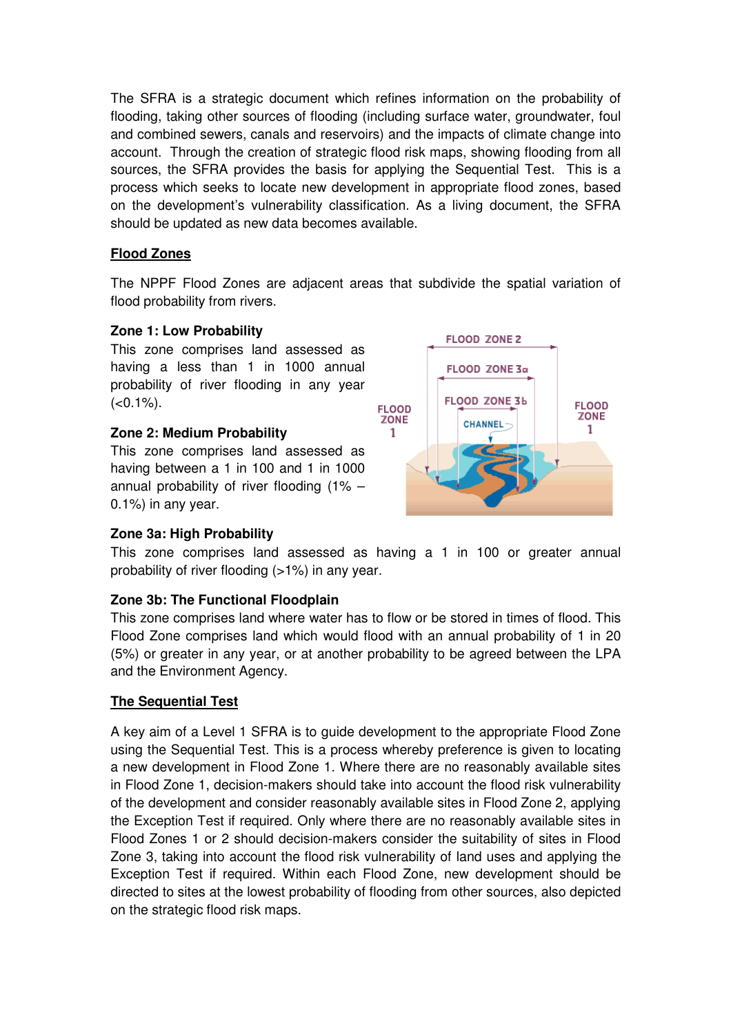The SFRA is a strategic document which refines information on the probability of flooding, taking other sources of flooding (including surface water, groundwater, foul and combined sewers, canals and reservoirs) and the impacts of climate change into account. Through the creation of strategic flood risk maps, showing flooding from all sources, the SFRA provides the basis for applying the Sequential Test. This is a process which seeks to locate new development in appropriate flood zones, based on the development's vulnerability classification. As a living document, the SFRA should be updated as new data becomes available.

## Flood Zones

The NPPF Flood Zones are adjacent areas that subdivide the spatial variation of flood probability from rivers.

**Zone 1: Low Probability**
This zone comprises land assessed as having a less than 1 in 1000 annual probability of river flooding in any year (<0.1%).

**Zone 2: Medium Probability**
This zone comprises land assessed as having between a 1 in 100 and 1 in 1000 annual probability of river flooding (1% – 0.1%) in any year.

**Zone 3a: High Probability**
This zone comprises land assessed as having a 1 in 100 or greater annual probability of river flooding (>1%) in any year.

**Zone 3b: The Functional Floodplain**
This zone comprises land where water has to flow or be stored in times of flood. This Flood Zone comprises land which would flood with an annual probability of 1 in 20 (5%) or greater in any year, or at another probability to be agreed between the LPA and the Environment Agency.

## The Sequential Test

A key aim of a Level 1 SFRA is to guide development to the appropriate Flood Zone using the Sequential Test. This is a process whereby preference is given to locating a new development in Flood Zone 1. Where there are no reasonably available sites in Flood Zone 1, decision-makers should take into account the flood risk vulnerability of the development and consider reasonably available sites in Flood Zone 2, applying the Exception Test if required. Only where there are no reasonably available sites in Flood Zones 1 or 2 should decision-makers consider the suitability of sites in Flood Zone 3, taking into account the flood risk vulnerability of land uses and applying the Exception Test if required. Within each Flood Zone, new development should be directed to sites at the lowest probability of flooding from other sources, also depicted on the strategic flood risk maps.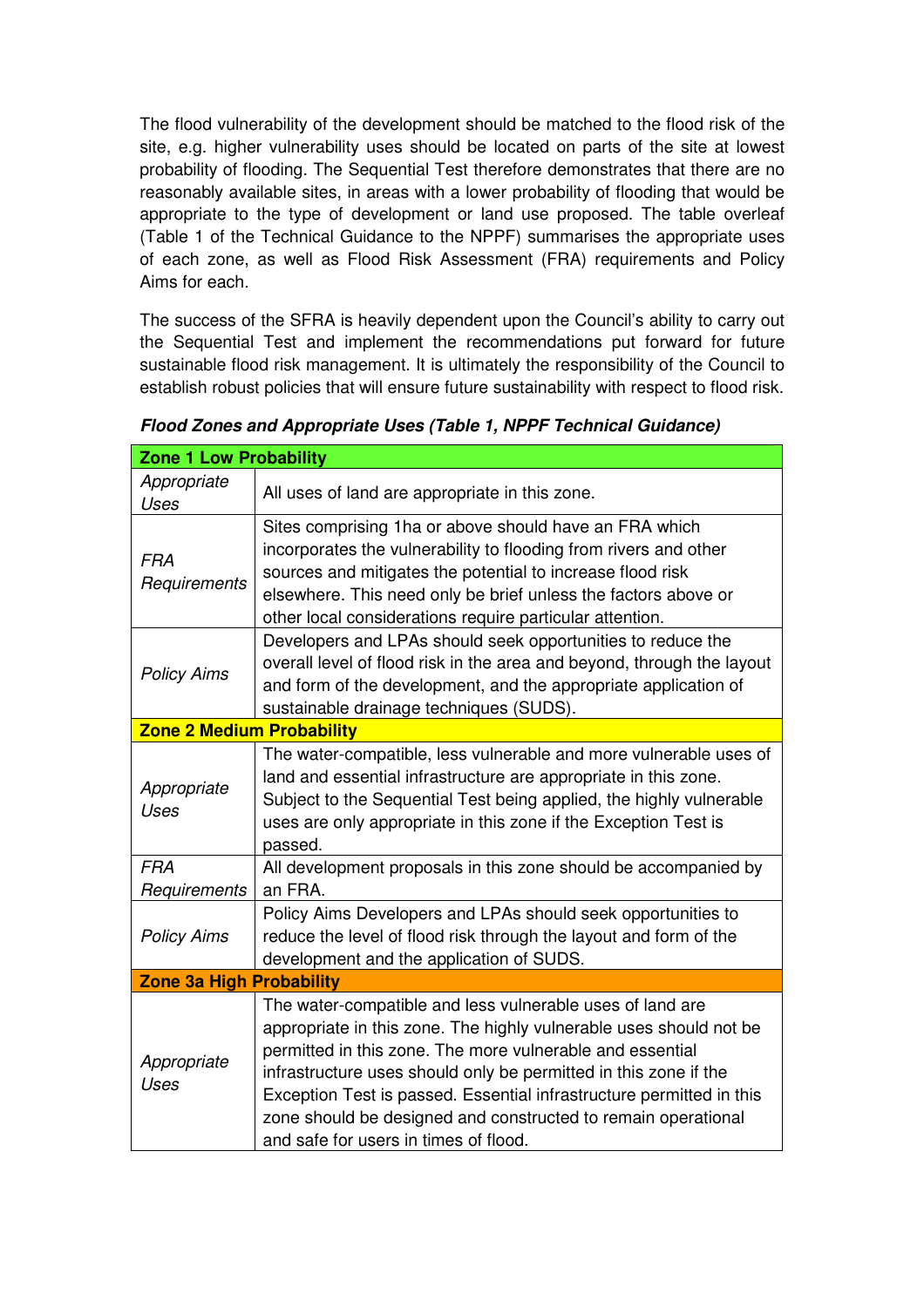The flood vulnerability of the development should be matched to the flood risk of the site, e.g. higher vulnerability uses should be located on parts of the site at lowest probability of flooding. The Sequential Test therefore demonstrates that there are no reasonably available sites, in areas with a lower probability of flooding that would be appropriate to the type of development or land use proposed. The table overleaf (Table 1 of the Technical Guidance to the NPPF) summarises the appropriate uses of each zone, as well as Flood Risk Assessment (FRA) requirements and Policy Aims for each.

The success of the SFRA is heavily dependent upon the Council's ability to carry out the Sequential Test and implement the recommendations put forward for future sustainable flood risk management. It is ultimately the responsibility of the Council to establish robust policies that will ensure future sustainability with respect to flood risk.

***Flood Zones and Appropriate Uses (Table 1, NPPF Technical Guidance)***

| **Zone 1 Low Probability** | |
|---|---|
| *Appropriate Uses* | All uses of land are appropriate in this zone. |
| *FRA Requirements* | Sites comprising 1ha or above should have an FRA which incorporates the vulnerability to flooding from rivers and other sources and mitigates the potential to increase flood risk elsewhere. This need only be brief unless the factors above or other local considerations require particular attention. |
| *Policy Aims* | Developers and LPAs should seek opportunities to reduce the overall level of flood risk in the area and beyond, through the layout and form of the development, and the appropriate application of sustainable drainage techniques (SUDS). |
| **Zone 2 Medium Probability** | |
| *Appropriate Uses* | The water-compatible, less vulnerable and more vulnerable uses of land and essential infrastructure are appropriate in this zone. Subject to the Sequential Test being applied, the highly vulnerable uses are only appropriate in this zone if the Exception Test is passed. |
| *FRA Requirements* | All development proposals in this zone should be accompanied by an FRA. |
| *Policy Aims* | Policy Aims Developers and LPAs should seek opportunities to reduce the level of flood risk through the layout and form of the development and the application of SUDS. |
| **Zone 3a High Probability** | |
| *Appropriate Uses* | The water-compatible and less vulnerable uses of land are appropriate in this zone. The highly vulnerable uses should not be permitted in this zone. The more vulnerable and essential infrastructure uses should only be permitted in this zone if the Exception Test is passed. Essential infrastructure permitted in this zone should be designed and constructed to remain operational and safe for users in times of flood. |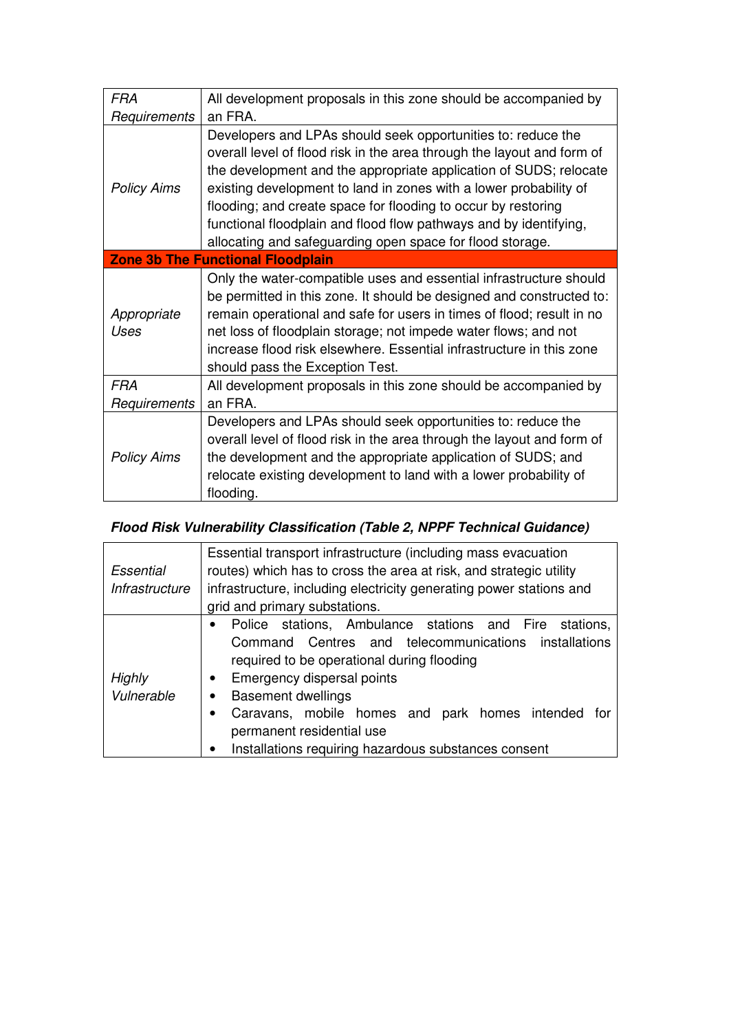| | |
|---|---|
| *FRA Requirements* | All development proposals in this zone should be accompanied by an FRA. |
| *Policy Aims* | Developers and LPAs should seek opportunities to: reduce the overall level of flood risk in the area through the layout and form of the development and the appropriate application of SUDS; relocate existing development to land in zones with a lower probability of flooding; and create space for flooding to occur by restoring functional floodplain and flood flow pathways and by identifying, allocating and safeguarding open space for flood storage. |
| **Zone 3b The Functional Floodplain** | |
| *Appropriate Uses* | Only the water-compatible uses and essential infrastructure should be permitted in this zone. It should be designed and constructed to: remain operational and safe for users in times of flood; result in no net loss of floodplain storage; not impede water flows; and not increase flood risk elsewhere. Essential infrastructure in this zone should pass the Exception Test. |
| *FRA Requirements* | All development proposals in this zone should be accompanied by an FRA. |
| *Policy Aims* | Developers and LPAs should seek opportunities to: reduce the overall level of flood risk in the area through the layout and form of the development and the appropriate application of SUDS; and relocate existing development to land with a lower probability of flooding. |

***Flood Risk Vulnerability Classification (Table 2, NPPF Technical Guidance)***

| | |
|---|---|
| *Essential Infrastructure* | Essential transport infrastructure (including mass evacuation routes) which has to cross the area at risk, and strategic utility infrastructure, including electricity generating power stations and grid and primary substations. |
| *Highly Vulnerable* | • Police stations, Ambulance stations and Fire stations, Command Centres and telecommunications installations required to be operational during flooding<br>• Emergency dispersal points<br>• Basement dwellings<br>• Caravans, mobile homes and park homes intended for permanent residential use<br>• Installations requiring hazardous substances consent |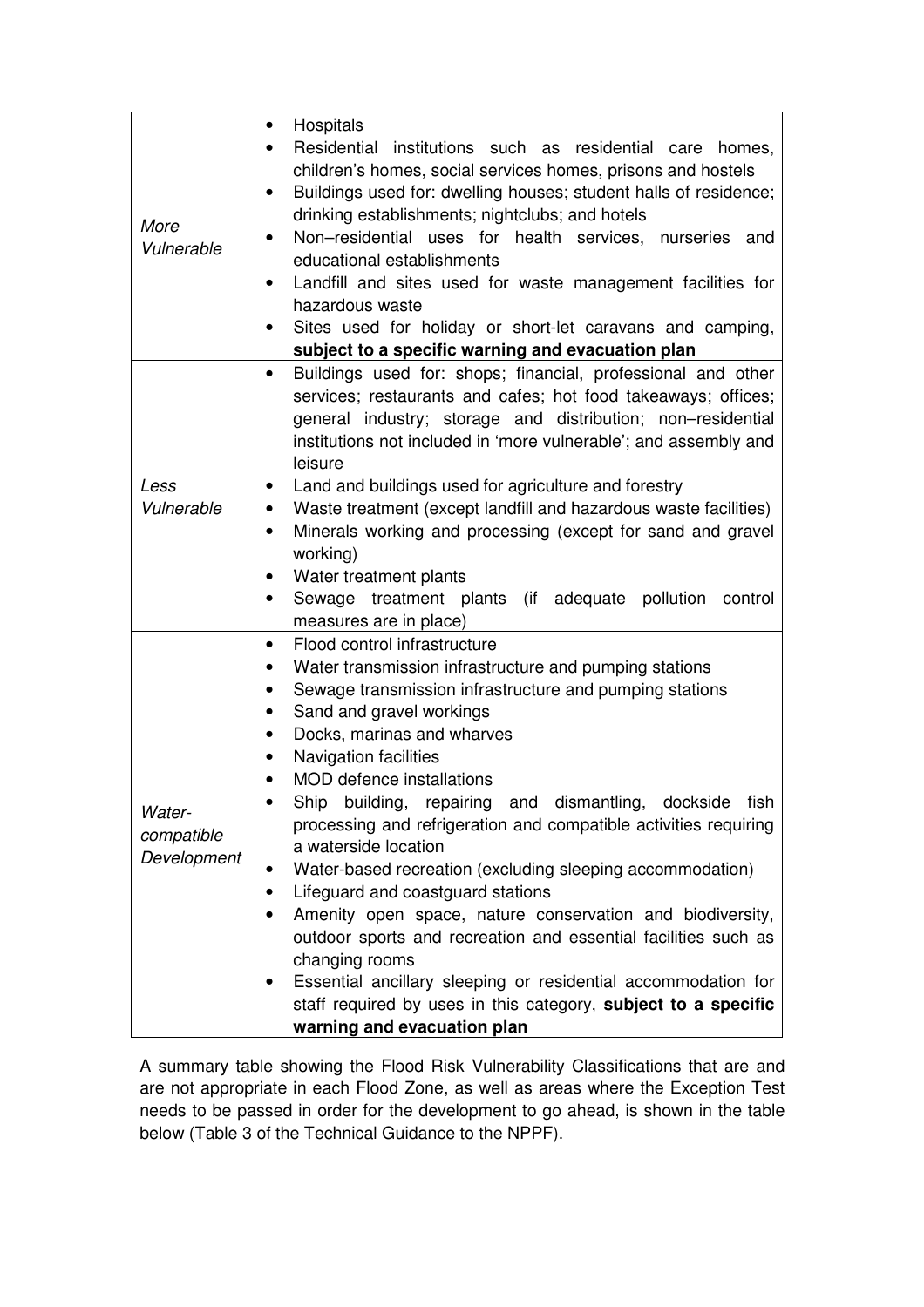| | |
|---|---|
| *More Vulnerable* | • Hospitals<br>• Residential institutions such as residential care homes, children's homes, social services homes, prisons and hostels<br>• Buildings used for: dwelling houses; student halls of residence; drinking establishments; nightclubs; and hotels<br>• Non–residential uses for health services, nurseries and educational establishments<br>• Landfill and sites used for waste management facilities for hazardous waste<br>• Sites used for holiday or short-let caravans and camping, **subject to a specific warning and evacuation plan** |
| *Less Vulnerable* | • Buildings used for: shops; financial, professional and other services; restaurants and cafes; hot food takeaways; offices; general industry; storage and distribution; non–residential institutions not included in 'more vulnerable'; and assembly and leisure<br>• Land and buildings used for agriculture and forestry<br>• Waste treatment (except landfill and hazardous waste facilities)<br>• Minerals working and processing (except for sand and gravel working)<br>• Water treatment plants<br>• Sewage treatment plants (if adequate pollution control measures are in place) |
| *Water-compatible Development* | • Flood control infrastructure<br>• Water transmission infrastructure and pumping stations<br>• Sewage transmission infrastructure and pumping stations<br>• Sand and gravel workings<br>• Docks, marinas and wharves<br>• Navigation facilities<br>• MOD defence installations<br>• Ship building, repairing and dismantling, dockside fish processing and refrigeration and compatible activities requiring a waterside location<br>• Water-based recreation (excluding sleeping accommodation)<br>• Lifeguard and coastguard stations<br>• Amenity open space, nature conservation and biodiversity, outdoor sports and recreation and essential facilities such as changing rooms<br>• Essential ancillary sleeping or residential accommodation for staff required by uses in this category, **subject to a specific warning and evacuation plan** |

A summary table showing the Flood Risk Vulnerability Classifications that are and are not appropriate in each Flood Zone, as well as areas where the Exception Test needs to be passed in order for the development to go ahead, is shown in the table below (Table 3 of the Technical Guidance to the NPPF).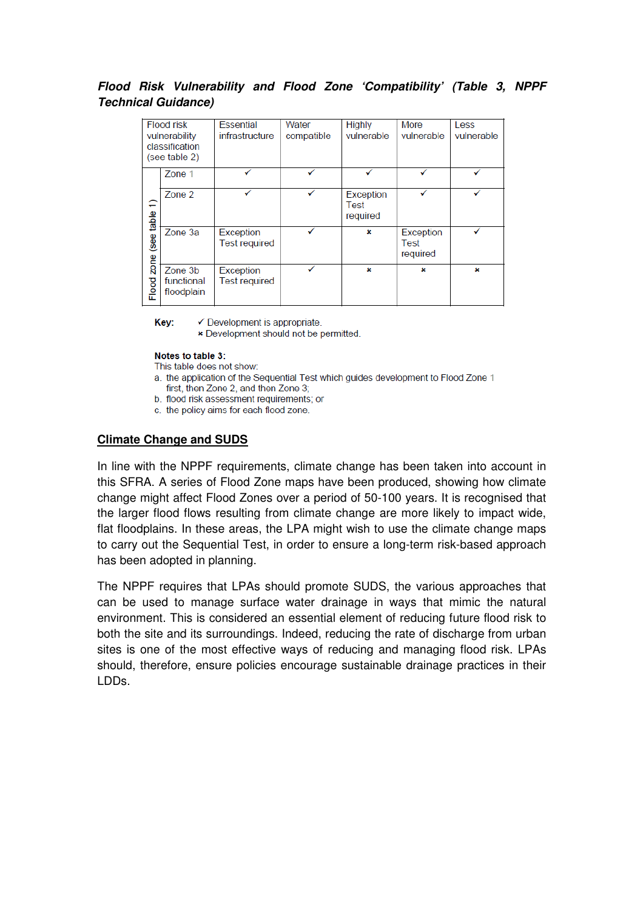***Flood Risk Vulnerability and Flood Zone 'Compatibility' (Table 3, NPPF Technical Guidance)***

| Flood risk vulnerability classification (see table 2) | | Essential infrastructure | Water compatible | Highly vulnerable | More vulnerable | Less vulnerable |
|---|---|---|---|---|---|---|
| Flood zone (see table 1) | Zone 1 | ✓ | ✓ | ✓ | ✓ | ✓ |
| | Zone 2 | ✓ | ✓ | Exception Test required | ✓ | ✓ |
| | Zone 3a | Exception Test required | ✓ | × | Exception Test required | ✓ |
| | Zone 3b functional floodplain | Exception Test required | ✓ | × | × | × |

**Key:** ✓ Development is appropriate.
× Development should not be permitted.

**Notes to table 3:**
This table does not show:

a. the application of the Sequential Test which guides development to Flood Zone 1 first, then Zone 2, and then Zone 3;
b. flood risk assessment requirements; or
c. the policy aims for each flood zone.

## Climate Change and SUDS

In line with the NPPF requirements, climate change has been taken into account in this SFRA. A series of Flood Zone maps have been produced, showing how climate change might affect Flood Zones over a period of 50-100 years. It is recognised that the larger flood flows resulting from climate change are more likely to impact wide, flat floodplains. In these areas, the LPA might wish to use the climate change maps to carry out the Sequential Test, in order to ensure a long-term risk-based approach has been adopted in planning.

The NPPF requires that LPAs should promote SUDS, the various approaches that can be used to manage surface water drainage in ways that mimic the natural environment. This is considered an essential element of reducing future flood risk to both the site and its surroundings. Indeed, reducing the rate of discharge from urban sites is one of the most effective ways of reducing and managing flood risk. LPAs should, therefore, ensure policies encourage sustainable drainage practices in their LDDs.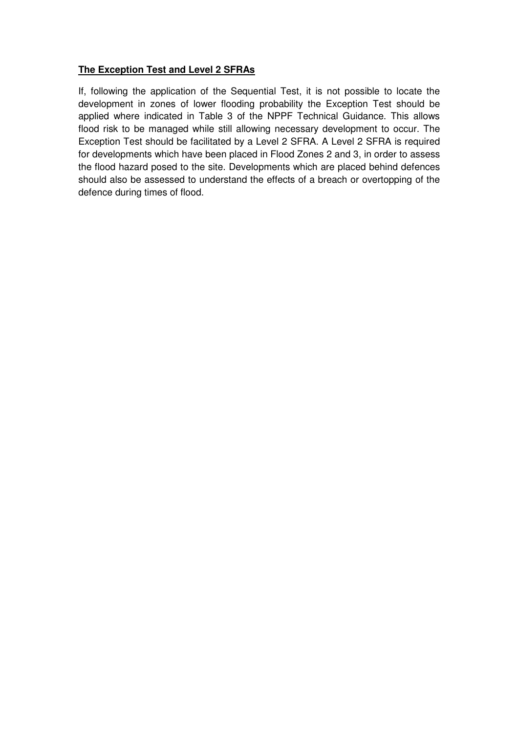**The Exception Test and Level 2 SFRAs**

If, following the application of the Sequential Test, it is not possible to locate the development in zones of lower flooding probability the Exception Test should be applied where indicated in Table 3 of the NPPF Technical Guidance. This allows flood risk to be managed while still allowing necessary development to occur. The Exception Test should be facilitated by a Level 2 SFRA. A Level 2 SFRA is required for developments which have been placed in Flood Zones 2 and 3, in order to assess the flood hazard posed to the site. Developments which are placed behind defences should also be assessed to understand the effects of a breach or overtopping of the defence during times of flood.